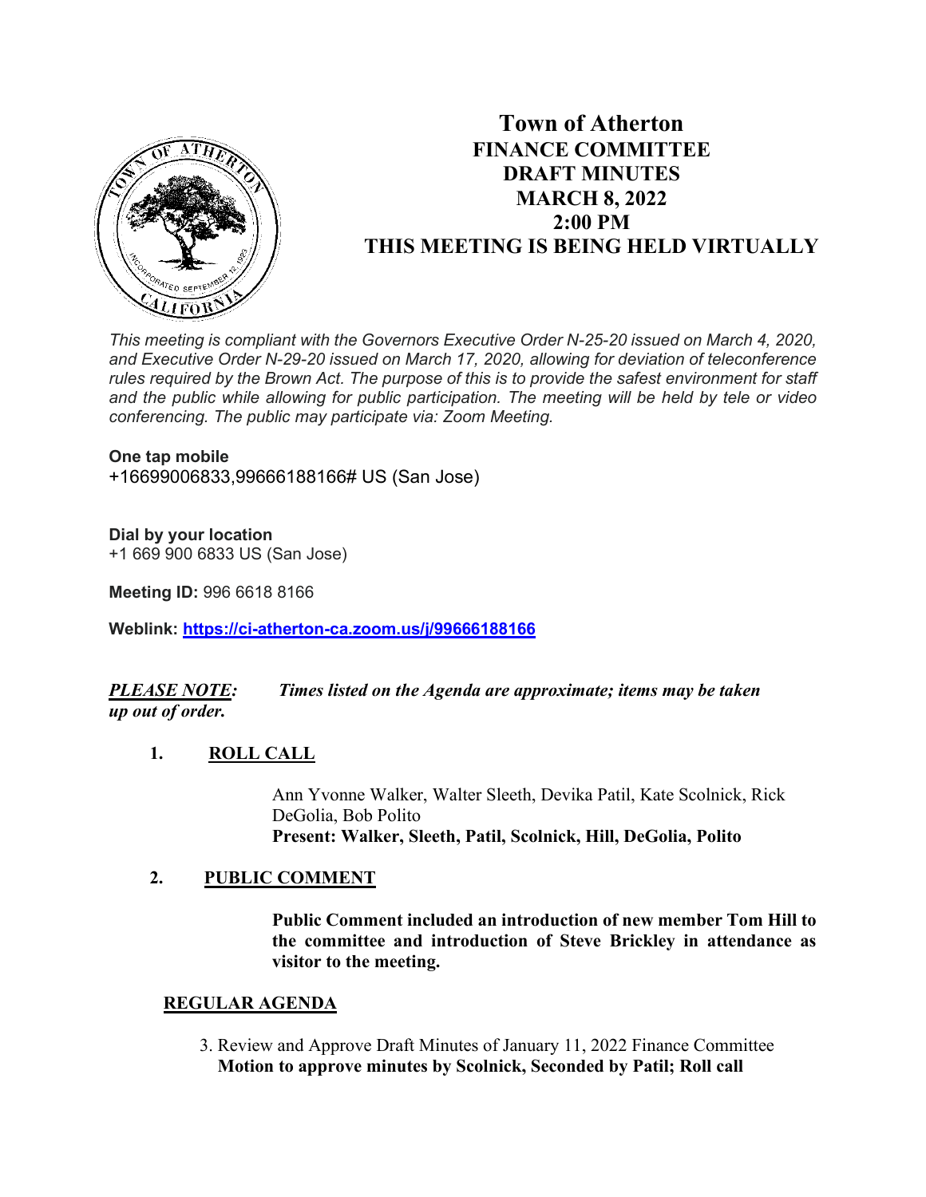# Town of Atherton
## FINANCE COMMITTEE
## DRAFT MINUTES
## MARCH 8, 2022
## 2:00 PM
## THIS MEETING IS BEING HELD VIRTUALLY

*This meeting is compliant with the Governors Executive Order N-25-20 issued on March 4, 2020, and Executive Order N-29-20 issued on March 17, 2020, allowing for deviation of teleconference rules required by the Brown Act. The purpose of this is to provide the safest environment for staff and the public while allowing for public participation. The meeting will be held by tele or video conferencing. The public may participate via: Zoom Meeting.*

**One tap mobile**
+16699006833,99666188166# US (San Jose)

**Dial by your location**
+1 669 900 6833 US (San Jose)

**Meeting ID:** 996 6618 8166

**Weblink:** [https://ci-atherton-ca.zoom.us/j/99666188166](https://ci-atherton-ca.zoom.us/j/99666188166)

***PLEASE NOTE:*** ***Times listed on the Agenda are approximate; items may be taken up out of order.***

**1. ROLL CALL**

Ann Yvonne Walker, Walter Sleeth, Devika Patil, Kate Scolnick, Rick DeGolia, Bob Polito
**Present: Walker, Sleeth, Patil, Scolnick, Hill, DeGolia, Polito**

**2. PUBLIC COMMENT**

**Public Comment included an introduction of new member Tom Hill to the committee and introduction of Steve Brickley in attendance as visitor to the meeting.**

**REGULAR AGENDA**

3. Review and Approve Draft Minutes of January 11, 2022 Finance Committee
**Motion to approve minutes by Scolnick, Seconded by Patil; Roll call**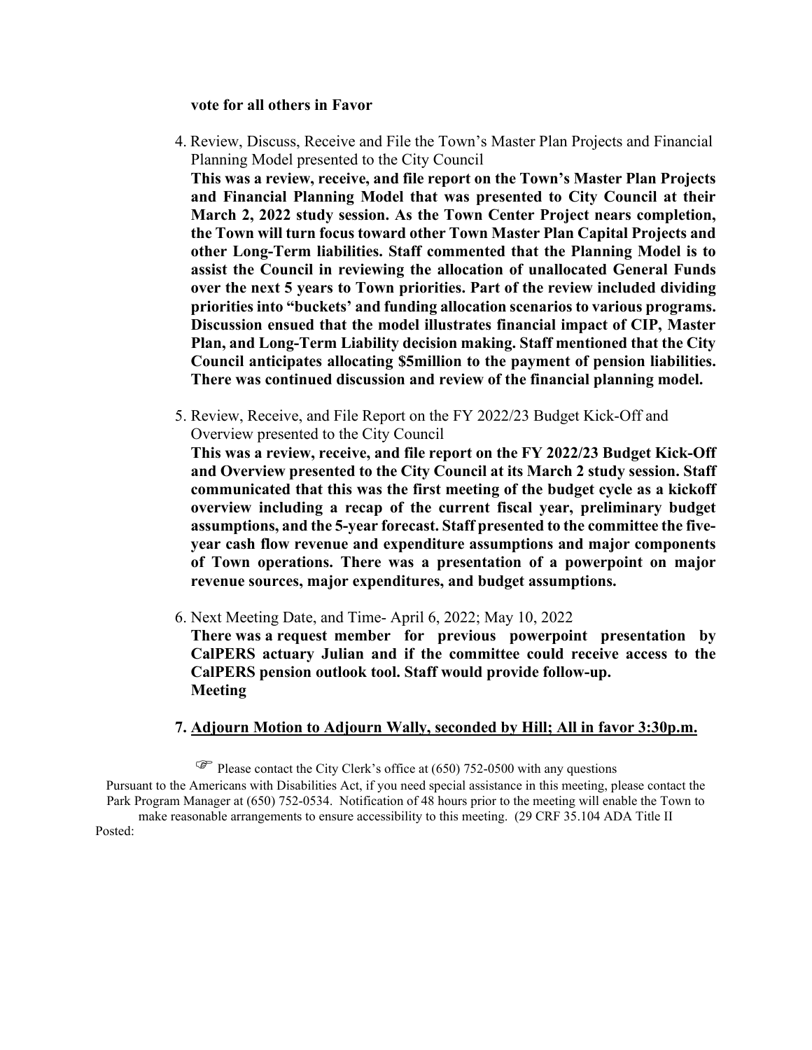**vote for all others in Favor**

4. Review, Discuss, Receive and File the Town's Master Plan Projects and Financial Planning Model presented to the City Council
   **This was a review, receive, and file report on the Town's Master Plan Projects and Financial Planning Model that was presented to City Council at their March 2, 2022 study session. As the Town Center Project nears completion, the Town will turn focus toward other Town Master Plan Capital Projects and other Long-Term liabilities. Staff commented that the Planning Model is to assist the Council in reviewing the allocation of unallocated General Funds over the next 5 years to Town priorities. Part of the review included dividing priorities into "buckets' and funding allocation scenarios to various programs. Discussion ensued that the model illustrates financial impact of CIP, Master Plan, and Long-Term Liability decision making. Staff mentioned that the City Council anticipates allocating $5million to the payment of pension liabilities. There was continued discussion and review of the financial planning model.**

5. Review, Receive, and File Report on the FY 2022/23 Budget Kick-Off and Overview presented to the City Council
   **This was a review, receive, and file report on the FY 2022/23 Budget Kick-Off and Overview presented to the City Council at its March 2 study session. Staff communicated that this was the first meeting of the budget cycle as a kickoff overview including a recap of the current fiscal year, preliminary budget assumptions, and the 5-year forecast. Staff presented to the committee the five-year cash flow revenue and expenditure assumptions and major components of Town operations. There was a presentation of a powerpoint on major revenue sources, major expenditures, and budget assumptions.**

6. Next Meeting Date, and Time- April 6, 2022; May 10, 2022
   **There was a request member for previous powerpoint presentation by CalPERS actuary Julian and if the committee could receive access to the CalPERS pension outlook tool. Staff would provide follow-up.**
   **Meeting**

**7. <u>Adjourn Motion to Adjourn Wally, seconded by Hill; All in favor 3:30p.m.</u>**

☞ Please contact the City Clerk's office at (650) 752-0500 with any questions

Pursuant to the Americans with Disabilities Act, if you need special assistance in this meeting, please contact the Park Program Manager at (650) 752-0534. Notification of 48 hours prior to the meeting will enable the Town to make reasonable arrangements to ensure accessibility to this meeting. (29 CRF 35.104 ADA Title II

Posted: